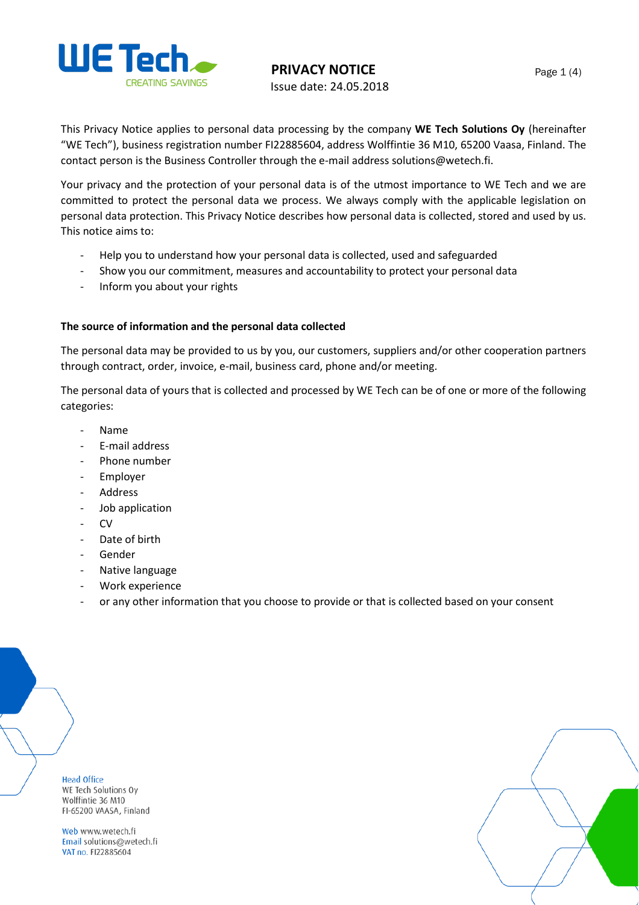# PRIVACY NOTICE

Issue date: 24.05.2018

This Privacy Notice applies to personal data processing by the company **WE Tech Solutions Oy** (hereinafter "WE Tech"), business registration number FI22885604, address Wolffintie 36 M10, 65200 Vaasa, Finland. The contact person is the Business Controller through the e-mail address solutions@wetech.fi.

Your privacy and the protection of your personal data is of the utmost importance to WE Tech and we are committed to protect the personal data we process. We always comply with the applicable legislation on personal data protection. This Privacy Notice describes how personal data is collected, stored and used by us. This notice aims to:

- Help you to understand how your personal data is collected, used and safeguarded
- Show you our commitment, measures and accountability to protect your personal data
- Inform you about your rights

**The source of information and the personal data collected**

The personal data may be provided to us by you, our customers, suppliers and/or other cooperation partners through contract, order, invoice, e-mail, business card, phone and/or meeting.

The personal data of yours that is collected and processed by WE Tech can be of one or more of the following categories:

- Name
- E-mail address
- Phone number
- Employer
- Address
- Job application
- CV
- Date of birth
- Gender
- Native language
- Work experience
- or any other information that you choose to provide or that is collected based on your consent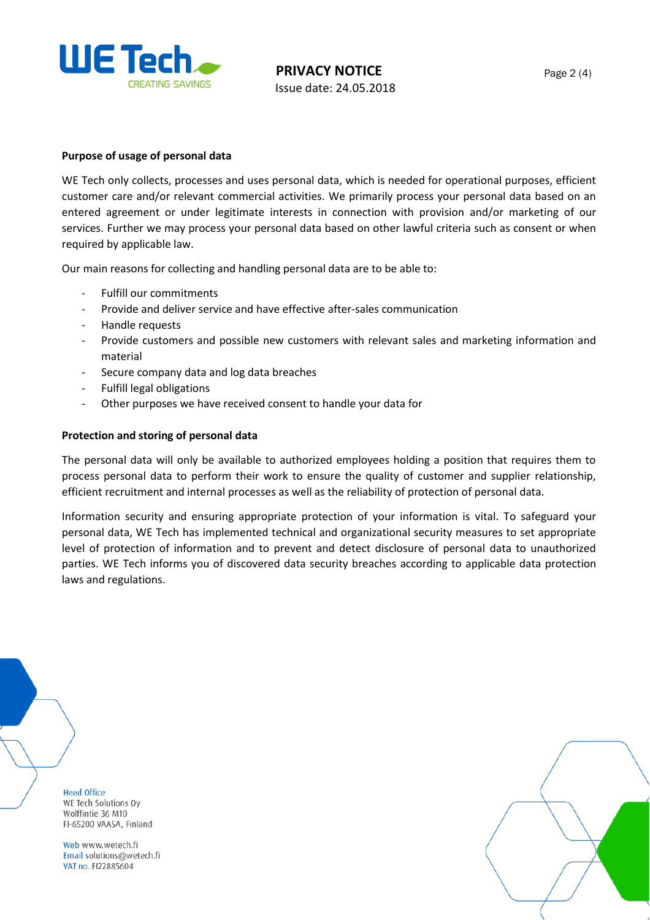**Purpose of usage of personal data**

WE Tech only collects, processes and uses personal data, which is needed for operational purposes, efficient customer care and/or relevant commercial activities. We primarily process your personal data based on an entered agreement or under legitimate interests in connection with provision and/or marketing of our services. Further we may process your personal data based on other lawful criteria such as consent or when required by applicable law.

Our main reasons for collecting and handling personal data are to be able to:

- Fulfill our commitments
- Provide and deliver service and have effective after-sales communication
- Handle requests
- Provide customers and possible new customers with relevant sales and marketing information and material
- Secure company data and log data breaches
- Fulfill legal obligations
- Other purposes we have received consent to handle your data for

**Protection and storing of personal data**

The personal data will only be available to authorized employees holding a position that requires them to process personal data to perform their work to ensure the quality of customer and supplier relationship, efficient recruitment and internal processes as well as the reliability of protection of personal data.

Information security and ensuring appropriate protection of your information is vital. To safeguard your personal data, WE Tech has implemented technical and organizational security measures to set appropriate level of protection of information and to prevent and detect disclosure of personal data to unauthorized parties. WE Tech informs you of discovered data security breaches according to applicable data protection laws and regulations.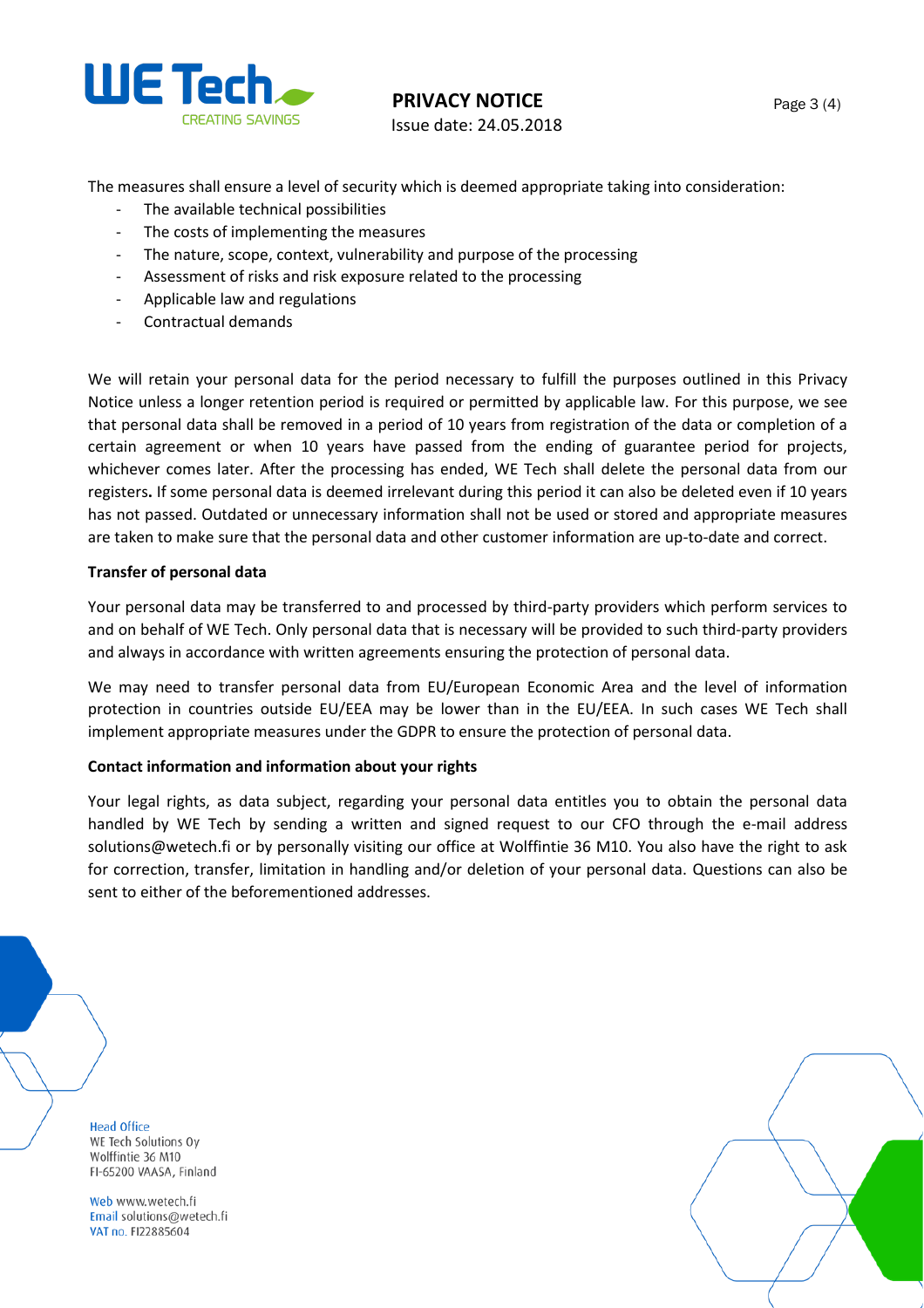The measures shall ensure a level of security which is deemed appropriate taking into consideration:

- The available technical possibilities
- The costs of implementing the measures
- The nature, scope, context, vulnerability and purpose of the processing
- Assessment of risks and risk exposure related to the processing
- Applicable law and regulations
- Contractual demands

We will retain your personal data for the period necessary to fulfill the purposes outlined in this Privacy Notice unless a longer retention period is required or permitted by applicable law. For this purpose, we see that personal data shall be removed in a period of 10 years from registration of the data or completion of a certain agreement or when 10 years have passed from the ending of guarantee period for projects, whichever comes later. After the processing has ended, WE Tech shall delete the personal data from our registers**.** If some personal data is deemed irrelevant during this period it can also be deleted even if 10 years has not passed. Outdated or unnecessary information shall not be used or stored and appropriate measures are taken to make sure that the personal data and other customer information are up-to-date and correct.

**Transfer of personal data**

Your personal data may be transferred to and processed by third-party providers which perform services to and on behalf of WE Tech. Only personal data that is necessary will be provided to such third-party providers and always in accordance with written agreements ensuring the protection of personal data.

We may need to transfer personal data from EU/European Economic Area and the level of information protection in countries outside EU/EEA may be lower than in the EU/EEA. In such cases WE Tech shall implement appropriate measures under the GDPR to ensure the protection of personal data.

**Contact information and information about your rights**

Your legal rights, as data subject, regarding your personal data entitles you to obtain the personal data handled by WE Tech by sending a written and signed request to our CFO through the e-mail address solutions@wetech.fi or by personally visiting our office at Wolffintie 36 M10. You also have the right to ask for correction, transfer, limitation in handling and/or deletion of your personal data. Questions can also be sent to either of the beforementioned addresses.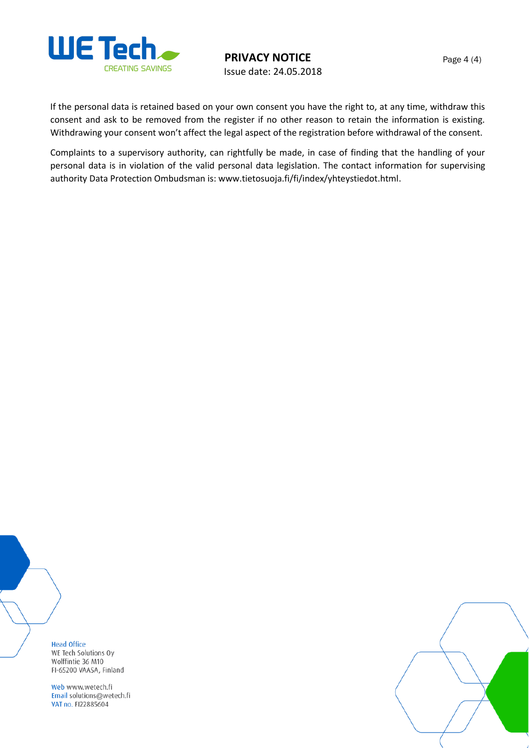If the personal data is retained based on your own consent you have the right to, at any time, withdraw this consent and ask to be removed from the register if no other reason to retain the information is existing. Withdrawing your consent won't affect the legal aspect of the registration before withdrawal of the consent.

Complaints to a supervisory authority, can rightfully be made, in case of finding that the handling of your personal data is in violation of the valid personal data legislation. The contact information for supervising authority Data Protection Ombudsman is: www.tietosuoja.fi/fi/index/yhteystiedot.html.